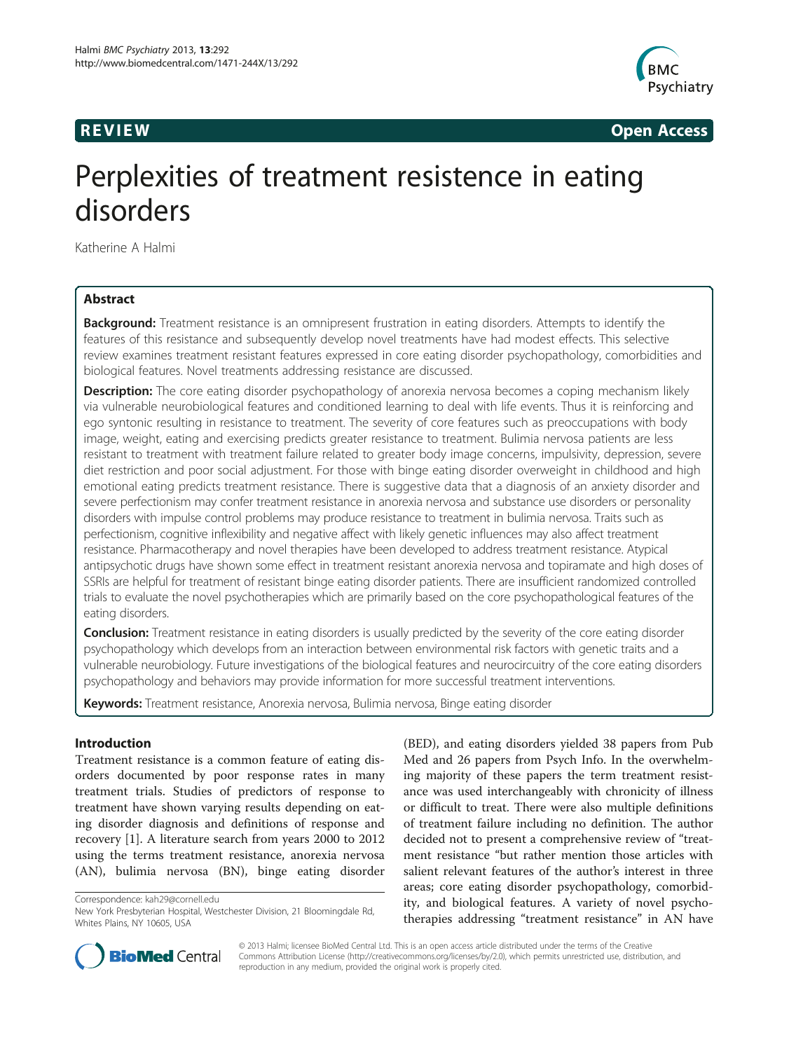**REVIEW** **Open Access**

# Perplexities of treatment resistence in eating disorders

Katherine A Halmi

## Abstract

**Background:** Treatment resistance is an omnipresent frustration in eating disorders. Attempts to identify the features of this resistance and subsequently develop novel treatments have had modest effects. This selective review examines treatment resistant features expressed in core eating disorder psychopathology, comorbidities and biological features. Novel treatments addressing resistance are discussed.

**Description:** The core eating disorder psychopathology of anorexia nervosa becomes a coping mechanism likely via vulnerable neurobiological features and conditioned learning to deal with life events. Thus it is reinforcing and ego syntonic resulting in resistance to treatment. The severity of core features such as preoccupations with body image, weight, eating and exercising predicts greater resistance to treatment. Bulimia nervosa patients are less resistant to treatment with treatment failure related to greater body image concerns, impulsivity, depression, severe diet restriction and poor social adjustment. For those with binge eating disorder overweight in childhood and high emotional eating predicts treatment resistance. There is suggestive data that a diagnosis of an anxiety disorder and severe perfectionism may confer treatment resistance in anorexia nervosa and substance use disorders or personality disorders with impulse control problems may produce resistance to treatment in bulimia nervosa. Traits such as perfectionism, cognitive inflexibility and negative affect with likely genetic influences may also affect treatment resistance. Pharmacotherapy and novel therapies have been developed to address treatment resistance. Atypical antipsychotic drugs have shown some effect in treatment resistant anorexia nervosa and topiramate and high doses of SSRIs are helpful for treatment of resistant binge eating disorder patients. There are insufficient randomized controlled trials to evaluate the novel psychotherapies which are primarily based on the core psychopathological features of the eating disorders.

**Conclusion:** Treatment resistance in eating disorders is usually predicted by the severity of the core eating disorder psychopathology which develops from an interaction between environmental risk factors with genetic traits and a vulnerable neurobiology. Future investigations of the biological features and neurocircuitry of the core eating disorders psychopathology and behaviors may provide information for more successful treatment interventions.

**Keywords:** Treatment resistance, Anorexia nervosa, Bulimia nervosa, Binge eating disorder

## Introduction

Treatment resistance is a common feature of eating disorders documented by poor response rates in many treatment trials. Studies of predictors of response to treatment have shown varying results depending on eating disorder diagnosis and definitions of response and recovery [1]. A literature search from years 2000 to 2012 using the terms treatment resistance, anorexia nervosa (AN), bulimia nervosa (BN), binge eating disorder (BED), and eating disorders yielded 38 papers from Pub Med and 26 papers from Psych Info. In the overwhelming majority of these papers the term treatment resistance was used interchangeably with chronicity of illness or difficult to treat. There were also multiple definitions of treatment failure including no definition. The author decided not to present a comprehensive review of "treatment resistance "but rather mention those articles with salient relevant features of the author's interest in three areas; core eating disorder psychopathology, comorbidity, and biological features. A variety of novel psychotherapies addressing "treatment resistance" in AN have

Correspondence: kah29@cornell.edu
New York Presbyterian Hospital, Westchester Division, 21 Bloomingdale Rd, Whites Plains, NY 10605, USA

© 2013 Halmi; licensee BioMed Central Ltd. This is an open access article distributed under the terms of the Creative Commons Attribution License (http://creativecommons.org/licenses/by/2.0), which permits unrestricted use, distribution, and reproduction in any medium, provided the original work is properly cited.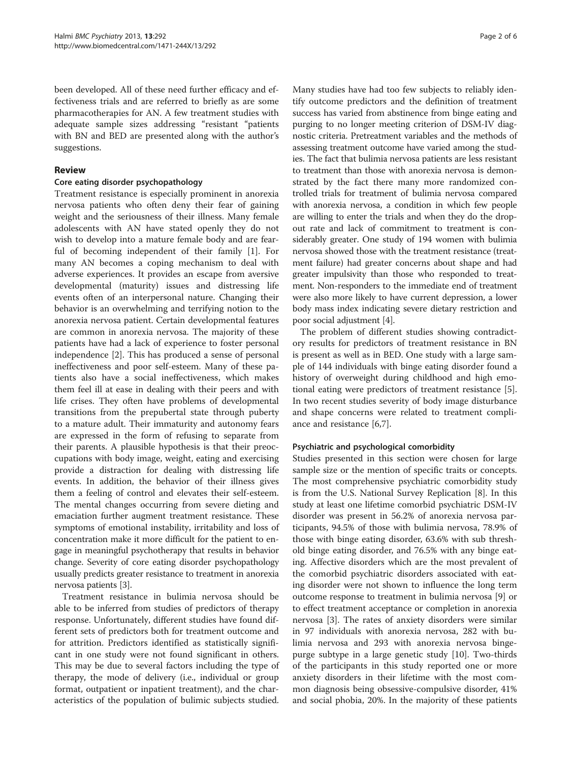been developed. All of these need further efficacy and effectiveness trials and are referred to briefly as are some pharmacotherapies for AN. A few treatment studies with adequate sample sizes addressing "resistant "patients with BN and BED are presented along with the author's suggestions.

## Review

### Core eating disorder psychopathology

Treatment resistance is especially prominent in anorexia nervosa patients who often deny their fear of gaining weight and the seriousness of their illness. Many female adolescents with AN have stated openly they do not wish to develop into a mature female body and are fearful of becoming independent of their family [1]. For many AN becomes a coping mechanism to deal with adverse experiences. It provides an escape from aversive developmental (maturity) issues and distressing life events often of an interpersonal nature. Changing their behavior is an overwhelming and terrifying notion to the anorexia nervosa patient. Certain developmental features are common in anorexia nervosa. The majority of these patients have had a lack of experience to foster personal independence [2]. This has produced a sense of personal ineffectiveness and poor self-esteem. Many of these patients also have a social ineffectiveness, which makes them feel ill at ease in dealing with their peers and with life crises. They often have problems of developmental transitions from the prepubertal state through puberty to a mature adult. Their immaturity and autonomy fears are expressed in the form of refusing to separate from their parents. A plausible hypothesis is that their preoccupations with body image, weight, eating and exercising provide a distraction for dealing with distressing life events. In addition, the behavior of their illness gives them a feeling of control and elevates their self-esteem. The mental changes occurring from severe dieting and emaciation further augment treatment resistance. These symptoms of emotional instability, irritability and loss of concentration make it more difficult for the patient to engage in meaningful psychotherapy that results in behavior change. Severity of core eating disorder psychopathology usually predicts greater resistance to treatment in anorexia nervosa patients [3].

Treatment resistance in bulimia nervosa should be able to be inferred from studies of predictors of therapy response. Unfortunately, different studies have found different sets of predictors both for treatment outcome and for attrition. Predictors identified as statistically significant in one study were not found significant in others. This may be due to several factors including the type of therapy, the mode of delivery (i.e., individual or group format, outpatient or inpatient treatment), and the characteristics of the population of bulimic subjects studied. Many studies have had too few subjects to reliably identify outcome predictors and the definition of treatment success has varied from abstinence from binge eating and purging to no longer meeting criterion of DSM-IV diagnostic criteria. Pretreatment variables and the methods of assessing treatment outcome have varied among the studies. The fact that bulimia nervosa patients are less resistant to treatment than those with anorexia nervosa is demonstrated by the fact there many more randomized controlled trials for treatment of bulimia nervosa compared with anorexia nervosa, a condition in which few people are willing to enter the trials and when they do the dropout rate and lack of commitment to treatment is considerably greater. One study of 194 women with bulimia nervosa showed those with the treatment resistance (treatment failure) had greater concerns about shape and had greater impulsivity than those who responded to treatment. Non-responders to the immediate end of treatment were also more likely to have current depression, a lower body mass index indicating severe dietary restriction and poor social adjustment [4].

The problem of different studies showing contradictory results for predictors of treatment resistance in BN is present as well as in BED. One study with a large sample of 144 individuals with binge eating disorder found a history of overweight during childhood and high emotional eating were predictors of treatment resistance [5]. In two recent studies severity of body image disturbance and shape concerns were related to treatment compliance and resistance [6,7].

### Psychiatric and psychological comorbidity

Studies presented in this section were chosen for large sample size or the mention of specific traits or concepts. The most comprehensive psychiatric comorbidity study is from the U.S. National Survey Replication [8]. In this study at least one lifetime comorbid psychiatric DSM-IV disorder was present in 56.2% of anorexia nervosa participants, 94.5% of those with bulimia nervosa, 78.9% of those with binge eating disorder, 63.6% with sub threshold binge eating disorder, and 76.5% with any binge eating. Affective disorders which are the most prevalent of the comorbid psychiatric disorders associated with eating disorder were not shown to influence the long term outcome response to treatment in bulimia nervosa [9] or to effect treatment acceptance or completion in anorexia nervosa [3]. The rates of anxiety disorders were similar in 97 individuals with anorexia nervosa, 282 with bulimia nervosa and 293 with anorexia nervosa binge-purge subtype in a large genetic study [10]. Two-thirds of the participants in this study reported one or more anxiety disorders in their lifetime with the most common diagnosis being obsessive-compulsive disorder, 41% and social phobia, 20%. In the majority of these patients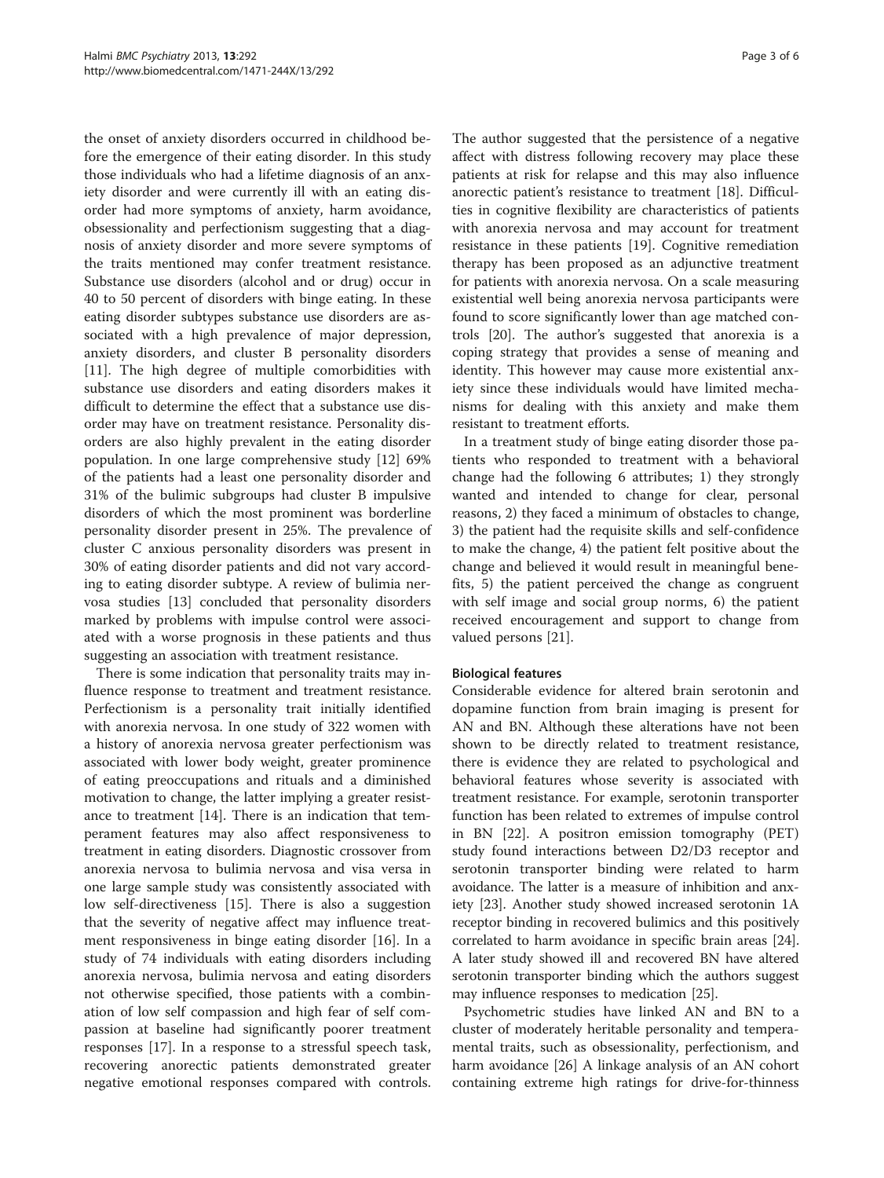the onset of anxiety disorders occurred in childhood before the emergence of their eating disorder. In this study those individuals who had a lifetime diagnosis of an anxiety disorder and were currently ill with an eating disorder had more symptoms of anxiety, harm avoidance, obsessionality and perfectionism suggesting that a diagnosis of anxiety disorder and more severe symptoms of the traits mentioned may confer treatment resistance. Substance use disorders (alcohol and or drug) occur in 40 to 50 percent of disorders with binge eating. In these eating disorder subtypes substance use disorders are associated with a high prevalence of major depression, anxiety disorders, and cluster B personality disorders [11]. The high degree of multiple comorbidities with substance use disorders and eating disorders makes it difficult to determine the effect that a substance use disorder may have on treatment resistance. Personality disorders are also highly prevalent in the eating disorder population. In one large comprehensive study [12] 69% of the patients had a least one personality disorder and 31% of the bulimic subgroups had cluster B impulsive disorders of which the most prominent was borderline personality disorder present in 25%. The prevalence of cluster C anxious personality disorders was present in 30% of eating disorder patients and did not vary according to eating disorder subtype. A review of bulimia nervosa studies [13] concluded that personality disorders marked by problems with impulse control were associated with a worse prognosis in these patients and thus suggesting an association with treatment resistance.

There is some indication that personality traits may influence response to treatment and treatment resistance. Perfectionism is a personality trait initially identified with anorexia nervosa. In one study of 322 women with a history of anorexia nervosa greater perfectionism was associated with lower body weight, greater prominence of eating preoccupations and rituals and a diminished motivation to change, the latter implying a greater resistance to treatment [14]. There is an indication that temperament features may also affect responsiveness to treatment in eating disorders. Diagnostic crossover from anorexia nervosa to bulimia nervosa and visa versa in one large sample study was consistently associated with low self-directiveness [15]. There is also a suggestion that the severity of negative affect may influence treatment responsiveness in binge eating disorder [16]. In a study of 74 individuals with eating disorders including anorexia nervosa, bulimia nervosa and eating disorders not otherwise specified, those patients with a combination of low self compassion and high fear of self compassion at baseline had significantly poorer treatment responses [17]. In a response to a stressful speech task, recovering anorectic patients demonstrated greater negative emotional responses compared with controls. The author suggested that the persistence of a negative affect with distress following recovery may place these patients at risk for relapse and this may also influence anorectic patient's resistance to treatment [18]. Difficulties in cognitive flexibility are characteristics of patients with anorexia nervosa and may account for treatment resistance in these patients [19]. Cognitive remediation therapy has been proposed as an adjunctive treatment for patients with anorexia nervosa. On a scale measuring existential well being anorexia nervosa participants were found to score significantly lower than age matched controls [20]. The author's suggested that anorexia is a coping strategy that provides a sense of meaning and identity. This however may cause more existential anxiety since these individuals would have limited mechanisms for dealing with this anxiety and make them resistant to treatment efforts.

In a treatment study of binge eating disorder those patients who responded to treatment with a behavioral change had the following 6 attributes; 1) they strongly wanted and intended to change for clear, personal reasons, 2) they faced a minimum of obstacles to change, 3) the patient had the requisite skills and self-confidence to make the change, 4) the patient felt positive about the change and believed it would result in meaningful benefits, 5) the patient perceived the change as congruent with self image and social group norms, 6) the patient received encouragement and support to change from valued persons [21].

### Biological features

Considerable evidence for altered brain serotonin and dopamine function from brain imaging is present for AN and BN. Although these alterations have not been shown to be directly related to treatment resistance, there is evidence they are related to psychological and behavioral features whose severity is associated with treatment resistance. For example, serotonin transporter function has been related to extremes of impulse control in BN [22]. A positron emission tomography (PET) study found interactions between D2/D3 receptor and serotonin transporter binding were related to harm avoidance. The latter is a measure of inhibition and anxiety [23]. Another study showed increased serotonin 1A receptor binding in recovered bulimics and this positively correlated to harm avoidance in specific brain areas [24]. A later study showed ill and recovered BN have altered serotonin transporter binding which the authors suggest may influence responses to medication [25].

Psychometric studies have linked AN and BN to a cluster of moderately heritable personality and temperamental traits, such as obsessionality, perfectionism, and harm avoidance [26] A linkage analysis of an AN cohort containing extreme high ratings for drive-for-thinness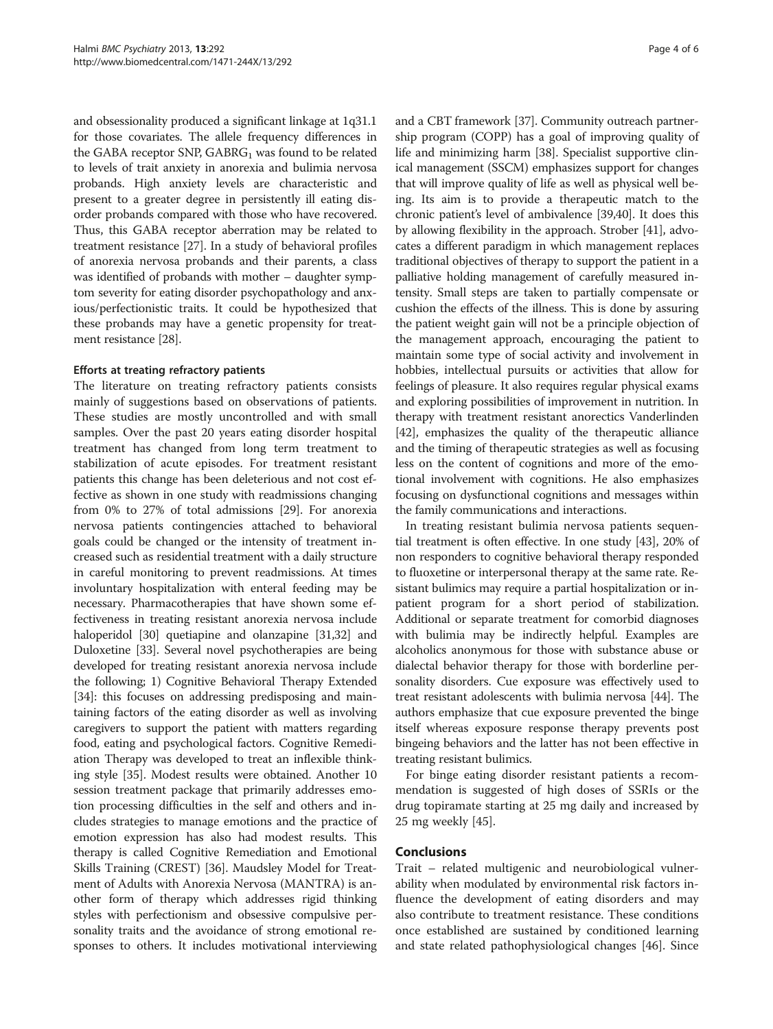and obsessionality produced a significant linkage at 1q31.1 for those covariates. The allele frequency differences in the GABA receptor SNP, $GABRG_1$ was found to be related to levels of trait anxiety in anorexia and bulimia nervosa probands. High anxiety levels are characteristic and present to a greater degree in persistently ill eating disorder probands compared with those who have recovered. Thus, this GABA receptor aberration may be related to treatment resistance [27]. In a study of behavioral profiles of anorexia nervosa probands and their parents, a class was identified of probands with mother – daughter symptom severity for eating disorder psychopathology and anxious/perfectionistic traits. It could be hypothesized that these probands may have a genetic propensity for treatment resistance [28].

### Efforts at treating refractory patients

The literature on treating refractory patients consists mainly of suggestions based on observations of patients. These studies are mostly uncontrolled and with small samples. Over the past 20 years eating disorder hospital treatment has changed from long term treatment to stabilization of acute episodes. For treatment resistant patients this change has been deleterious and not cost effective as shown in one study with readmissions changing from 0% to 27% of total admissions [29]. For anorexia nervosa patients contingencies attached to behavioral goals could be changed or the intensity of treatment increased such as residential treatment with a daily structure in careful monitoring to prevent readmissions. At times involuntary hospitalization with enteral feeding may be necessary. Pharmacotherapies that have shown some effectiveness in treating resistant anorexia nervosa include haloperidol [30] quetiapine and olanzapine [31,32] and Duloxetine [33]. Several novel psychotherapies are being developed for treating resistant anorexia nervosa include the following; 1) Cognitive Behavioral Therapy Extended [34]: this focuses on addressing predisposing and maintaining factors of the eating disorder as well as involving caregivers to support the patient with matters regarding food, eating and psychological factors. Cognitive Remediation Therapy was developed to treat an inflexible thinking style [35]. Modest results were obtained. Another 10 session treatment package that primarily addresses emotion processing difficulties in the self and others and includes strategies to manage emotions and the practice of emotion expression has also had modest results. This therapy is called Cognitive Remediation and Emotional Skills Training (CREST) [36]. Maudsley Model for Treatment of Adults with Anorexia Nervosa (MANTRA) is another form of therapy which addresses rigid thinking styles with perfectionism and obsessive compulsive personality traits and the avoidance of strong emotional responses to others. It includes motivational interviewing and a CBT framework [37]. Community outreach partnership program (COPP) has a goal of improving quality of life and minimizing harm [38]. Specialist supportive clinical management (SSCM) emphasizes support for changes that will improve quality of life as well as physical well being. Its aim is to provide a therapeutic match to the chronic patient's level of ambivalence [39,40]. It does this by allowing flexibility in the approach. Strober [41], advocates a different paradigm in which management replaces traditional objectives of therapy to support the patient in a palliative holding management of carefully measured intensity. Small steps are taken to partially compensate or cushion the effects of the illness. This is done by assuring the patient weight gain will not be a principle objection of the management approach, encouraging the patient to maintain some type of social activity and involvement in hobbies, intellectual pursuits or activities that allow for feelings of pleasure. It also requires regular physical exams and exploring possibilities of improvement in nutrition. In therapy with treatment resistant anorectics Vanderlinden [42], emphasizes the quality of the therapeutic alliance and the timing of therapeutic strategies as well as focusing less on the content of cognitions and more of the emotional involvement with cognitions. He also emphasizes focusing on dysfunctional cognitions and messages within the family communications and interactions.

In treating resistant bulimia nervosa patients sequential treatment is often effective. In one study [43], 20% of non responders to cognitive behavioral therapy responded to fluoxetine or interpersonal therapy at the same rate. Resistant bulimics may require a partial hospitalization or inpatient program for a short period of stabilization. Additional or separate treatment for comorbid diagnoses with bulimia may be indirectly helpful. Examples are alcoholics anonymous for those with substance abuse or dialectal behavior therapy for those with borderline personality disorders. Cue exposure was effectively used to treat resistant adolescents with bulimia nervosa [44]. The authors emphasize that cue exposure prevented the binge itself whereas exposure response therapy prevents post bingeing behaviors and the latter has not been effective in treating resistant bulimics.

For binge eating disorder resistant patients a recommendation is suggested of high doses of SSRIs or the drug topiramate starting at 25 mg daily and increased by 25 mg weekly [45].

## Conclusions

Trait – related multigenic and neurobiological vulnerability when modulated by environmental risk factors influence the development of eating disorders and may also contribute to treatment resistance. These conditions once established are sustained by conditioned learning and state related pathophysiological changes [46]. Since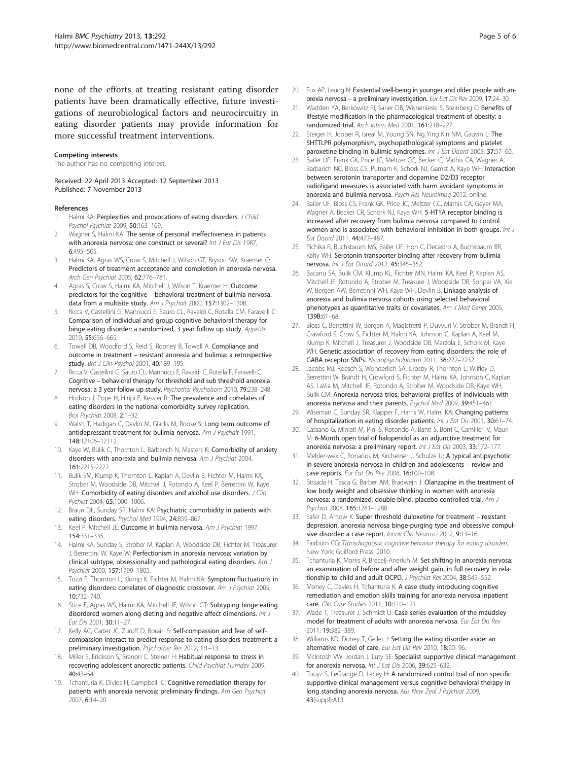none of the efforts at treating resistant eating disorder patients have been dramatically effective, future investigations of neurobiological factors and neurocircuitry in eating disorder patients may provide information for more successful treatment interventions.

#### Competing interests

The author has no competing interest.

Received: 22 April 2013 Accepted: 12 September 2013
Published: 7 November 2013

#### References

1. Halmi KA: **Perplexities and provocations of eating disorders.** *J Child Psychol Psychiat* 2009, **50:**163–169.
2. Wagner S, Halmi KA: **The sense of personal ineffectiveness in patients with anorexia nervosa: one construct or several?** *Int J Eat Dis* 1987, **6:**495–505.
3. Halmi KA, Agras WS, Crow S, Mitchell J, Wilson GT, Bryson SW, Kraemer C: **Predictors of treatment acceptance and completion in anorexia nervosa.** *Arch Gen Psychiat* 2005, **62:**776–781.
4. Agras S, Crow S, Halmi KA, Mitchell J, Wilson T, Kraemer H: **Outcome predictors for the cognitive – behavioral treatment of bulimia nervosa: data from a multisite study.** *Am J Psychait* 2000, **157:**1302–1308.
5. Ricca V, Castellini G, Mannucci E, Sauro CL, Ravaldi C, Rotella CM, Faravelli C: **Comparison of individual and group cognitive behavioral therapy for binge eating disorder: a randomized, 3 year follow up study.** *Appetite* 2010, **55:**656–665.
6. Towell DB, Woodford S, Reid S, Rooney B, Towell A: **Compliance and outcome in treatment – resistant anorexia and bulimia: a retrospective study.** *Brit J Clin Psychol* 2001, **40:**189–195.
7. Ricca V, Castellini G, Sauro CL, Mannucci E, Ravaldi C, Rotella F, Faravelli C: **Cognitive – behavioral therapy for threshold and sub threshold anorexia nervosa: a 3 year follow up study.** *Psychother Psycholsom* 2010, **79:**238–248.
8. Hudson J, Pope H, Hiripi E, Kessler R: **The prevalence and correlates of eating disorders in the national comorbidity survey replication.** *Biol Psychiat* 2008, **2:**1–32.
9. Walsh T, Hadigan C, Devlin M, Gladis M, Roose S: **Long term outcome of antidepressant treatment for bulimia nervosa.** *Am J Psychait* 1991, **148:**12106–12112.
10. Kaye W, Bulik C, Thornton L, Barbarich N, Masters K: **Comorbidity of anxiety disorders with anorexia and bulimia nervosa.** *Am J Psychiat* 2004, **161:**2215-2222.
11. Bulik SM, Klump K, Thornton L, Kaplan A, Devlin B, Fichter M, Halmi KA, Strober M, Woodside DB, Mitchell J, Rotondo A, Keel P, Berrettini W, Kaye WH: **Comorbidity of eating disorders and alcohol use disorders.** *J Clin Pychiat* 2004, **65:**1000–1006.
12. Braun DL, Sunday SR, Halmi KA: **Psychiatric comorbidity in patients with eating disorders.** *Psychol Med* 1994, **24:**859–867.
13. Keel P, Mitchell JE: **Outcome in bulimia nervosa.** *Am J Psychiat* 1997, **154:**331–335.
14. Halmi KA, Sunday S, Strober M, Kaplan A, Woodside DB, Fichter M, Treasurer J, Berrettini W, Kaye W: **Perfectionism in anorexia nervosa: variation by clinical subtype, obsessionality and pathological eating disorders.** *Am J Psychiat* 2000, **157:**1799–1805.
15. Tozzi F, Thornton L, Klump K, Fichter M, Halmi KA: **Symptom fluctuations in eating disorders: correlates of diagnostic crossover.** *Am J Psychiat* 2005, **10:**732–740.
16. Stice E, Agras WS, Halmi KA, Mitchell JE, Wilson GT: **Subtyping binge eating disordered women along dieting and negative affect dimensions.** *Int J Eat Dis* 2001, **30:**11–27.
17. Kelly AC, Carter JC, Zuroff D, Borairi S: **Self-compassion and fear of self-compassion interact to predict response to eating disorders treatment: a preliminary investigation.** *Psychother Res* 2012, **1:**1–13.
18. Miller S, Erickson S, Branon C, Steiner H: **Habitual response to stress in recovering adolescent anorectic patients.** *Child Psychiat Humdev* 2009, **40:**43–54.
19. Tchanturia K, Divies H, Campbell IC: **Cognitive remediation therapy for patients with anorexia nervosa: preliminary findings.** *Am Gen Psychiat* 2007, **6:**14–20.
20. Fox AP, Leung N: **Existential well-being in younger and older people with anorexia nervosa – a preliminary investigation.** *Eur Eat Dis Rev* 2009, **17:**24–30.
21. Wadden YA, Berkowitz RI, Sarier DB, Wisnenieski S, Steinberg C: **Benefits of lifestyle modification in the pharmacological treatment of obesity: a randomized trial.** *Arch Intern Med* 2001, **161:**218–227.
22. Steiger H, Joober R, Isreal M, Young SN, Ng Ying Kin NM, Gauvin L: **The 5HTTLPR polymorphism, psychopathological symptoms and platelet paroxetine binding in bulimic syndromes.** *Int J Eat Disord* 2005, **37:**57–60.
23. Bailer UF, Frank GK, Price JC, Meltzer CC, Becker C, Mathis CA, Wagner A, Barbarich NC, Bloss CS, Putnam K, Schork NJ, Gamst A, Kaye WH: **Interaction between serotonin transporter and dopamine D2/D3 receptor radioligand measures is associated with harm avoidant symptoms in anorexia and bulimia nervosa.** *Psych Res Neuroimag* 2012. online.
24. Bailer UF, Bloss CS, Frank GK, Price JC, Meltzer CC, Mathis CA, Geyer MA, Wagner A, Becker CR, Schork NJ, Kaye WH: **5-HT1A receptor binding is increased after recovery from bulimia nervosa compared to control women and is associated with behavioral inhibition in both groups.** *Int J Eat Disord* 2011, **44:**477–487.
25. Pichika R, Buchsbaum MS, Bailer UF, Hoh C, Decastro A, Buchsbaum BR, Kahy WH: **Serotonin transporter binding after recovery from bulimia nervosa.** *Int J Eat Disord* 2012, **45:**345–352.
26. Bacanu SA, Bulik CM, Klump KL, Fichter MN, Halmi KA, Keel P, Kaplan AS, Mitchell JE, Rotondo A, Strober M, Treasure J, Woodside DB, Sonpar VA, Xie W, Bergen AW, Berretinni WH, Kaye WH, Devlin B: **Linkage analysis of anorexia and bulimia nervosa cohorts using selected behavioral phenotypes as quantitative traits or covariates.** *Am J Med Genet* 2005, **139B:**61–68.
27. Bloss C, Berrettini W, Bergen A, Magistretti P, Duvvuri V, Strober M, Brandt H, Crawford S, Crow S, Fichter M, Halmi KA, Johnson C, Kaplan A, Keel M, Klump K, Mitchell J, Treasurer J, Woodside DB, Marzola E, Schork M, Kaye WH: **Genetic association of recovery from eating disorders: the role of GABA receptor SNPs.** *Neuropsycholpharm* 2011, **36:**222–2232.
28. Jacobs MJ, Roesch S, Wonderlich SA, Crosby R, Thornton L, Wilfley D, Berrettini W, Brandt H, Crowford S, Fichter M, Halmi KA, Johnson C, Kaplan AS, LaVia M, Mitchell JE, Rotondo A, Strober M, Woodside DB, Kaye WH, Bulik CM: **Anorexia nervosa trios: behavioral profiles of individuals with anorexia nervosa and their parents.** *Psychol Med* 2009, **39:**451–461.
29. Wiseman C, Sunday SR, Klapper F, Harris W, Halmi KA: **Changing patterns of hospitalization in eating disorder patients.** *Int J Eat Dis* 2001, **30:**61–74.
30. Cassano G, Miniati M, Pini S, Rotondo A, Banti S, Borri C, Camilleri V, Mauri M: **6-Month open trial of haloperidol as an adjunctive treatment for anorexia nervosa: a preliminary report.** *Int J Eat Dis* 2003, **33:**172–177.
31. Mehler-wex C, Ronanos M, Kircheiner J, Schulze U: **A typical antipsychotic in severe anorexia nervosa in children and adolescents – review and case reports.** *Eur Eat Dis Rev* 2008, **16:**100–108.
32. Bissada H, Tasca G, Barber AM, Bradwejn J: **Olanzapine in the treatment of low body weight and obsessive thinking in women with anorexia nervosa: a randomized, double-blind, placebo controlled trial.** *Am J Psychiat* 2008, **165:**1281–1288.
33. Safer D, Arnow K: **Super threshold duloxetine for treatment – resistant depression, anorexia nervosa binge-purging type and obsessive compulsive disorder: a case report.** *Innov Clin Neurosci* 2012, **9:**13–16.
34. Fairburn CG: *Transdiagnostic cognitive behavior therapy for eating disorders.* New York: Guilford Press; 2010.
35. Tchanturia K, Morris R, Brecelj-Anerluh M: **Set shifting in anorexia nervosa: an examination of before and after weight gain, in full recovery in relationship to child and adult OCPD.** *J Psychiat Res* 2004, **38:**545–552.
36. Money C, Davies H, Tchanturia K: **A case study introducing cognitive remediation and emotion skills training for anorexia nervosa inpatient care.** *Clin Case Studies* 2011, **10:**110–121.
37. Wade T, Treasurer J, Schmidt U: **Case series evaluation of the maudsley model for treatment of adults with anorexia nervosa.** *Eur Eat Dis Rev* 2011, **19:**382–389.
38. Williams KD, Doney T, Geller J: **Setting the eating disorder aside: an alternative model of care.** *Eur Eat Dis Rev* 2010, **18:**90–96.
39. McIntosh VW, Jordan J, Luty SE: **Specialist supportive clinical management for anorexia nervosa.** *Int J Eat Dis* 2006, **39:**625–632.
40. Touyz S, LeGrange D, Lacey H: **A randomized control trial of non specific supportive clinical management versus cognitive behavioral therapy in long standing anorexia nervosa.** *Aus New Zeal J Psychiat* 2009, **43**(suppl):A13.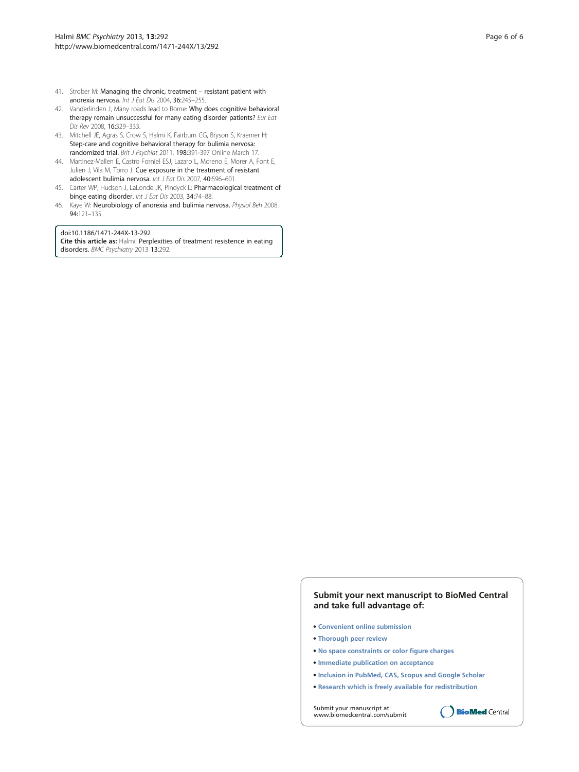41. Strober M: **Managing the chronic, treatment – resistant patient with anorexia nervosa.** *Int J Eat Dis* 2004, **36:**245–255.
42. Vanderlinden J, Many roads lead to Rome: **Why does cognitive behavioral therapy remain unsuccessful for many eating disorder patients?** *Eur Eat Dis Rev* 2008, **16:**329–333.
43. Mitchell JE, Agras S, Crow S, Halmi K, Fairburn CG, Bryson S, Kraemer H: **Step-care and cognitive behavioral therapy for bulimia nervosa: randomized trial.** *Brit J Psychiat* 2011, **198:**391-397 Online March 17.
44. Martinez-Mallen E, Castro Forniel ESJ, Lazaro L, Moreno E, Morer A, Font E, Julien J, Vila M, Torro J: **Cue exposure in the treatment of resistant adolescent bulimia nervosa.** *Int J Eat Dis* 2007, **40:**596–601.
45. Carter WP, Hudson J, LaLonde JK, Pindyck L: **Pharmacological treatment of binge eating disorder.** *Int J Eat Dis* 2003, **34:**74–88.
46. Kaye W: **Neurobiology of anorexia and bulimia nervosa.** *Physiol Beh* 2008, **94:**121–135.

doi:10.1186/1471-244X-13-292
**Cite this article as:** Halmi: Perplexities of treatment resistence in eating disorders. *BMC Psychiatry* 2013 **13**:292.

**Submit your next manuscript to BioMed Central and take full advantage of:**

- **Convenient online submission**
- **Thorough peer review**
- **No space constraints or color figure charges**
- **Immediate publication on acceptance**
- **Inclusion in PubMed, CAS, Scopus and Google Scholar**
- **Research which is freely available for redistribution**

Submit your manuscript at
www.biomedcentral.com/submit

**BioMed** Central